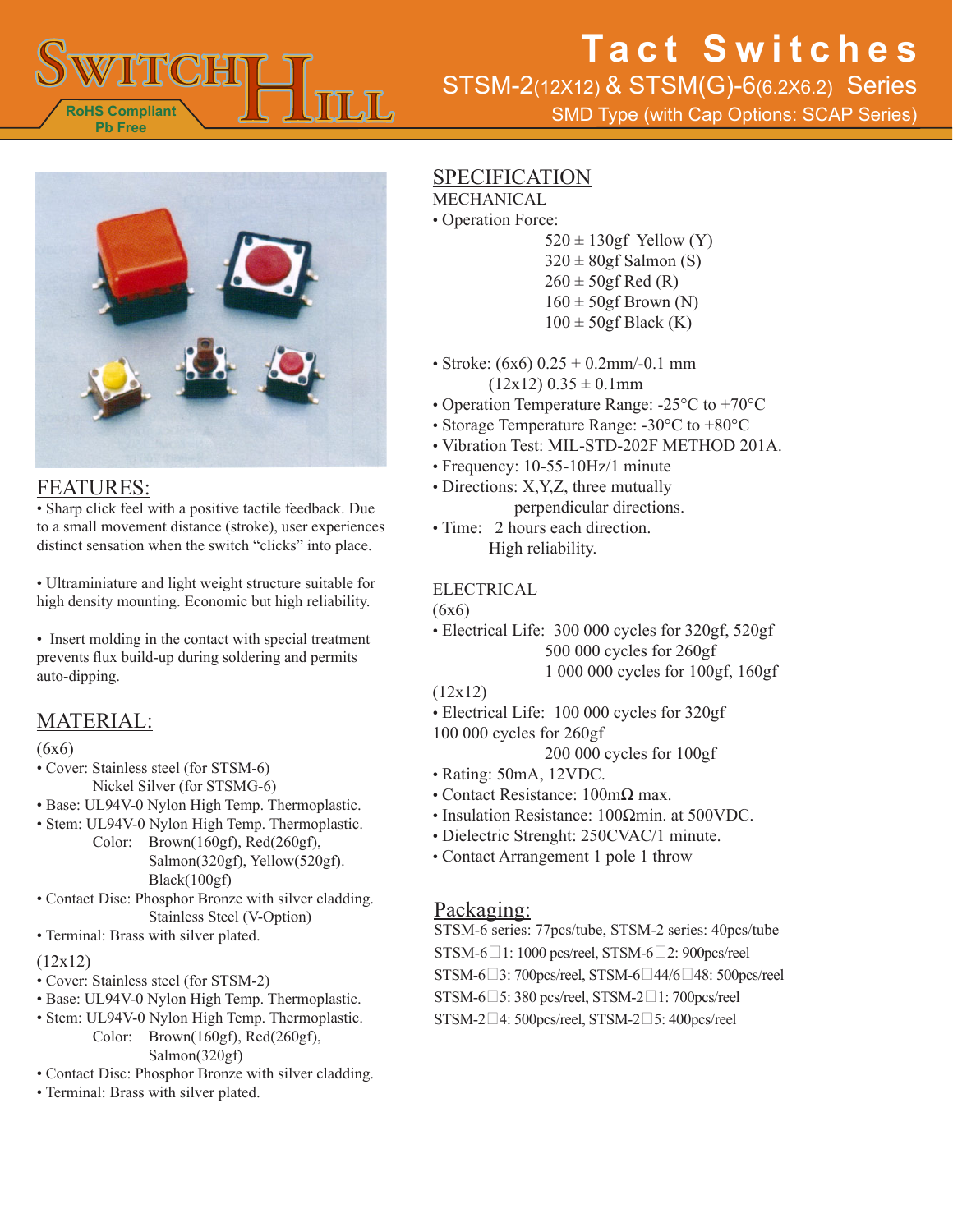# SWITCH HILL

RoHS Compliant
Pb Free

# Tact Switches

## STSM-2(12X12) & STSM(G)-6(6.2X6.2) Series

SMD Type (with Cap Options: SCAP Series)

## FEATURES:

• Sharp click feel with a positive tactile feedback. Due to a small movement distance (stroke), user experiences distinct sensation when the switch "clicks" into place.

• Ultraminiature and light weight structure suitable for high density mounting. Economic but high reliability.

• Insert molding in the contact with special treatment prevents flux build-up during soldering and permits auto-dipping.

## MATERIAL:

(6x6)

- Cover: Stainless steel (for STSM-6)
  Nickel Silver (for STSMG-6)
- Base: UL94V-0 Nylon High Temp. Thermoplastic.
- Stem: UL94V-0 Nylon High Temp. Thermoplastic.
  Color: Brown(160gf), Red(260gf), Salmon(320gf), Yellow(520gf). Black(100gf)
- Contact Disc: Phosphor Bronze with silver cladding.
  Stainless Steel (V-Option)
- Terminal: Brass with silver plated.

(12x12)

- Cover: Stainless steel (for STSM-2)
- Base: UL94V-0 Nylon High Temp. Thermoplastic.
- Stem: UL94V-0 Nylon High Temp. Thermoplastic.
  Color: Brown(160gf), Red(260gf), Salmon(320gf)
- Contact Disc: Phosphor Bronze with silver cladding.
- Terminal: Brass with silver plated.

## SPECIFICATION

MECHANICAL

- Operation Force:
  520 ± 130gf Yellow (Y)
  320 ± 80gf Salmon (S)
  260 ± 50gf Red (R)
  160 ± 50gf Brown (N)
  100 ± 50gf Black (K)

- Stroke: (6x6) 0.25 + 0.2mm/-0.1 mm
  (12x12) 0.35 ± 0.1mm
- Operation Temperature Range: -25°C to +70°C
- Storage Temperature Range: -30°C to +80°C
- Vibration Test: MIL-STD-202F METHOD 201A.
- Frequency: 10-55-10Hz/1 minute
- Directions: X,Y,Z, three mutually perpendicular directions.
- Time: 2 hours each direction.
  High reliability.

ELECTRICAL

(6x6)

- Electrical Life: 300 000 cycles for 320gf, 520gf
  500 000 cycles for 260gf
  1 000 000 cycles for 100gf, 160gf

(12x12)

- Electrical Life: 100 000 cycles for 320gf
  100 000 cycles for 260gf
  200 000 cycles for 100gf
- Rating: 50mA, 12VDC.
- Contact Resistance: 100mΩ max.
- Insulation Resistance: 100Ωmin. at 500VDC.
- Dielectric Strenght: 250CVAC/1 minute.
- Contact Arrangement 1 pole 1 throw

## Packaging:

STSM-6 series: 77pcs/tube, STSM-2 series: 40pcs/tube
STSM-6□1: 1000 pcs/reel, STSM-6□2: 900pcs/reel
STSM-6□3: 700pcs/reel, STSM-6□44/6□48: 500pcs/reel
STSM-6□5: 380 pcs/reel, STSM-2□1: 700pcs/reel
STSM-2□4: 500pcs/reel, STSM-2□5: 400pcs/reel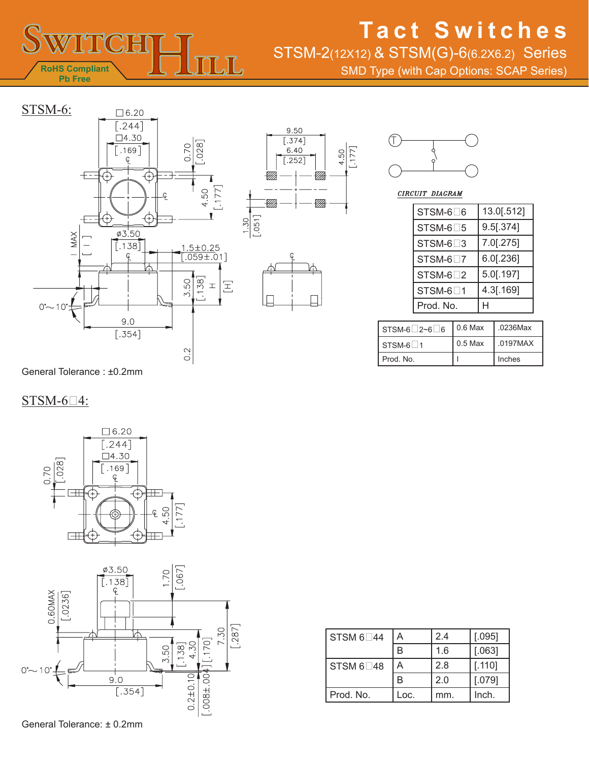# Tact Switches

## STSM-2(12X12) & STSM(G)-6(6.2X6.2) Series

SMD Type (with Cap Options: SCAP Series)

RoHS Compliant
Pb Free

## STSM-6:

CIRCUIT DIAGRAM

| STSM-6□6 | 13.0[.512] |
|---|---|
| STSM-6□5 | 9.5[.374] |
| STSM-6□3 | 7.0[.275] |
| STSM-6□7 | 6.0[.236] |
| STSM-6□2 | 5.0[.197] |
| STSM-6□1 | 4.3[.169] |
| Prod. No. | H |

| STSM-6□2~6□6 | 0.6 Max | .0236Max |
|---|---|---|
| STSM-6□1 | 0.5 Max | .0197MAX |
| Prod. No. | I | Inches |

General Tolerance : ±0.2mm

## STSM-6□4:

| STSM 6□44 | A | 2.4 | [.095] |
|---|---|---|---|
| | B | 1.6 | [.063] |
| STSM 6□48 | A | 2.8 | [.110] |
| | B | 2.0 | [.079] |
| Prod. No. | Loc. | mm. | Inch. |

General Tolerance: ± 0.2mm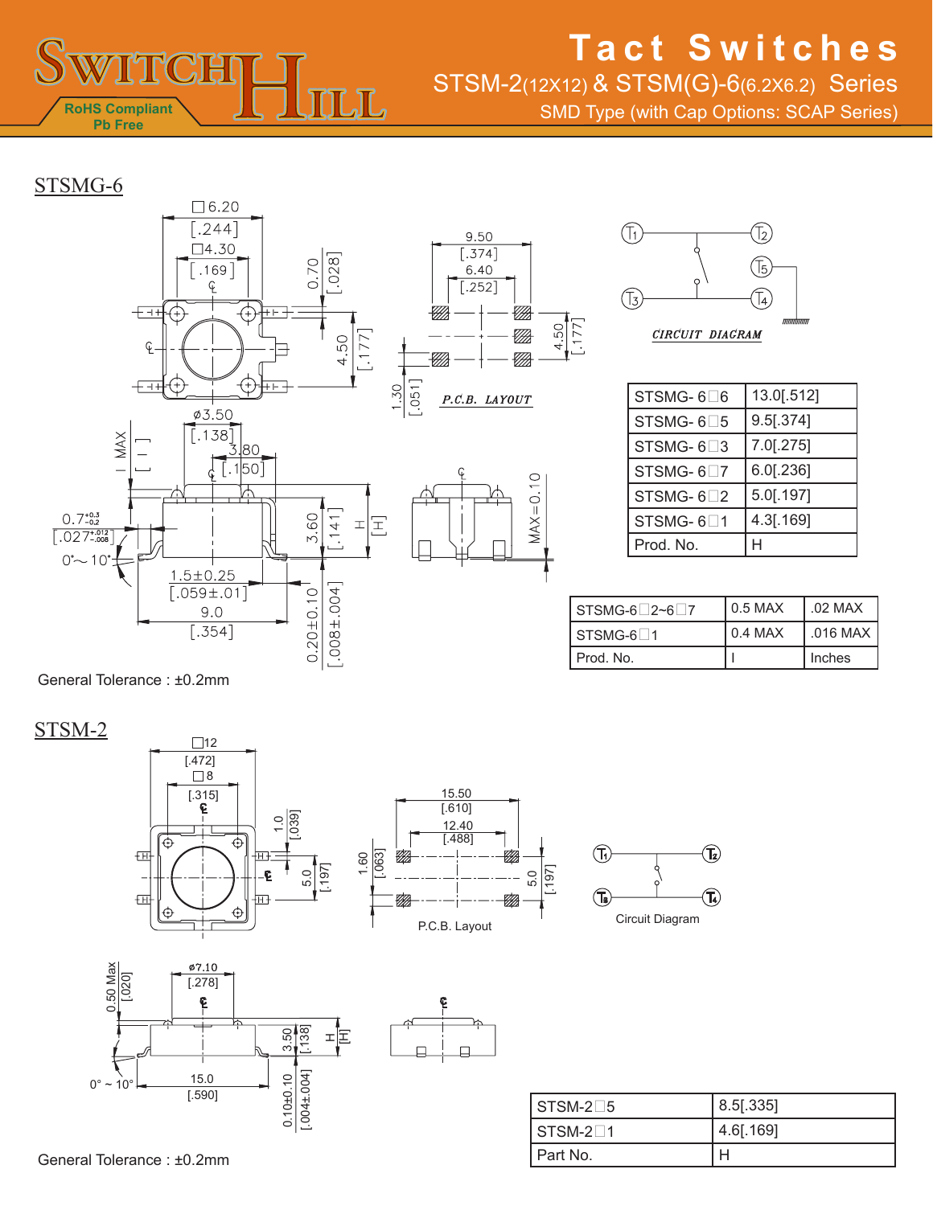# Tact Switches

## STSM-2(12X12) & STSM(G)-6(6.2X6.2) Series

SMD Type (with Cap Options: SCAP Series)

RoHS Compliant
Pb Free

## STSMG-6

□6.20 [.244]
□4.30 [.169]
0.70 [.028]
4.50 [.177]
ø3.50 [.138]
3.80 [.150]
I MAX [ I ]
$0.7^{+0.3}_{-0.2}$
$[.027^{+.012}_{-.008}]$
0°~ 10°
3.60 [.141]
H [H]
1.5±0.25 [.059±.01]
9.0 [.354]
0.20±0.10 [.008±.004]
MAX=0.10

9.50 [.374]
6.40 [.252]
4.50 [.177]
1.30 [.051]
P.C.B. LAYOUT

T1 T2 T3 T4 T5
CIRCUIT DIAGRAM

| STSMG- 6□6 | 13.0[.512] |
|---|---|
| STSMG- 6□5 | 9.5[.374] |
| STSMG- 6□3 | 7.0[.275] |
| STSMG- 6□7 | 6.0[.236] |
| STSMG- 6□2 | 5.0[.197] |
| STSMG- 6□1 | 4.3[.169] |
| Prod. No. | H |

| STSMG-6□2~6□7 | 0.5 MAX | .02 MAX |
|---|---|---|
| STSMG-6□1 | 0.4 MAX | .016 MAX |
| Prod. No. | I | Inches |

General Tolerance : ±0.2mm

## STSM-2

□12 [.472]
□8 [.315]
1.0 [.039]
5.0 [.197]
15.50 [.610]
12.40 [.488]
1.60 [.063]
5.0 [.197]
P.C.B. Layout

T1 T2 T3 T4
Circuit Diagram

0.50 Max [.020]
ø7.10 [.278]
3.50 [.138]
H [H]
0° ~ 10°
15.0 [.590]
0.10±0.10 [.004±.004]

| STSM-2□5 | 8.5[.335] |
|---|---|
| STSM-2□1 | 4.6[.169] |
| Part No. | H |

General Tolerance : ±0.2mm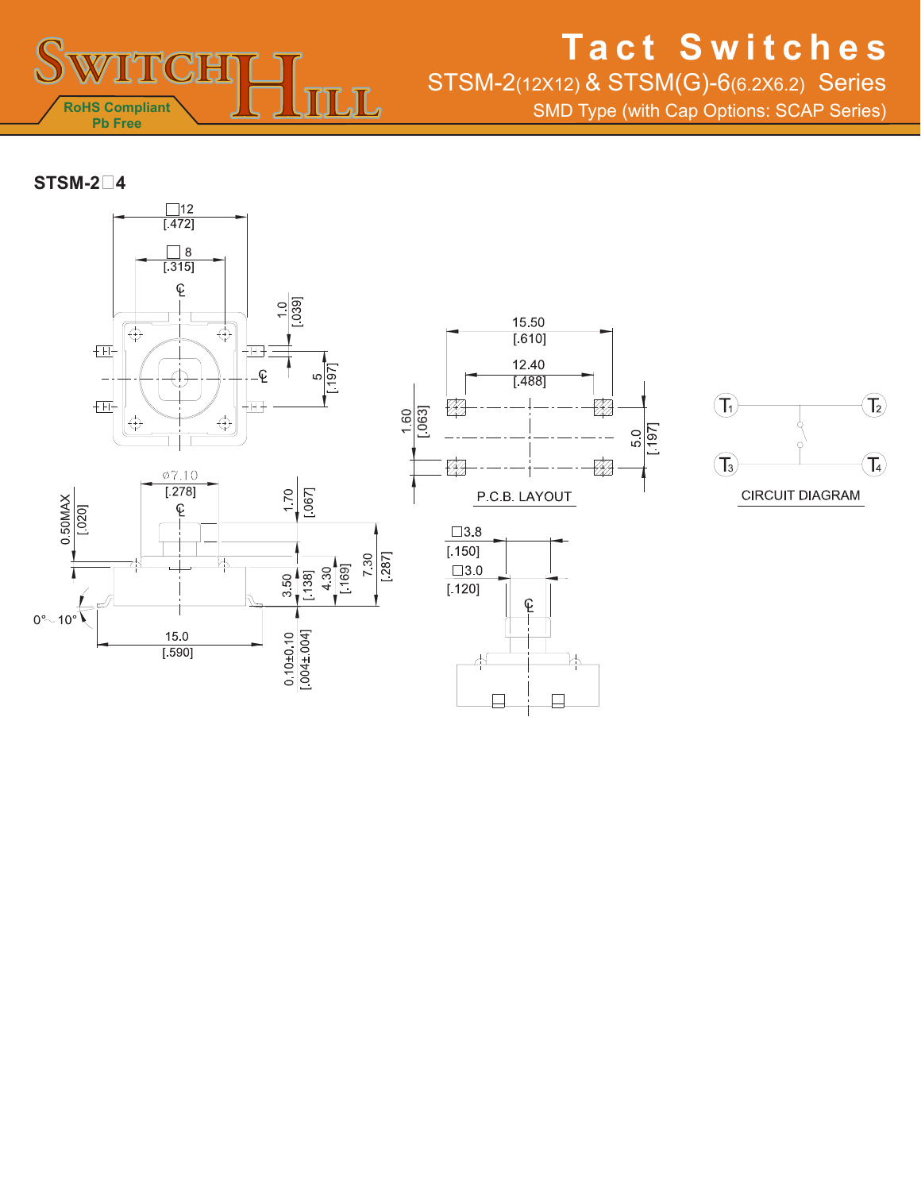## STSM-2□4

□12
[.472]

□ 8
[.315]

1.0
[.039]

5
[.197]

ø7.10
[.278]

1.70
[.067]

0.50MAX
[.020]

3.50
[.138]

4.30
[.169]

7.30
[.287]

0°~10°

15.0
[.590]

0.10±0.10
[.004±.004]

15.50
[.610]

12.40
[.488]

1.60
[.063]

5.0
[.197]

P.C.B. LAYOUT

$T_1$ $T_2$ $T_3$ $T_4$

CIRCUIT DIAGRAM

□3.8
[.150]

□3.0
[.120]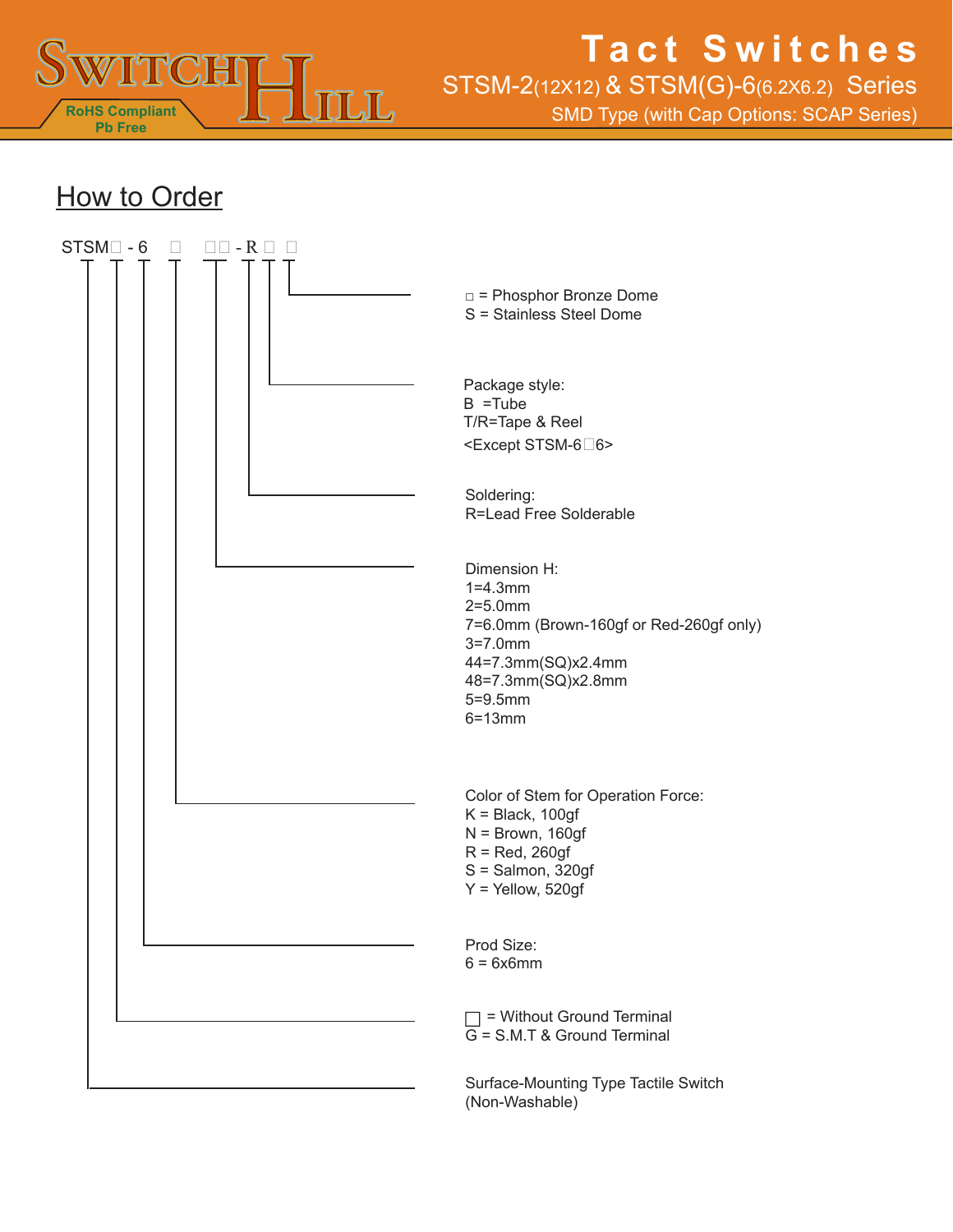# Tact Switches

## STSM-2(12X12) & STSM(G)-6(6.2X6.2) Series

SMD Type (with Cap Options: SCAP Series)

RoHS Compliant
Pb Free

## How to Order

STSM□ - 6 □ □□ - R □ □

- □ = Phosphor Bronze Dome
  S = Stainless Steel Dome

- Package style:
  B =Tube
  T/R=Tape & Reel
  <Except STSM-6□6>

- Soldering:
  R=Lead Free Solderable

- Dimension H:
  1=4.3mm
  2=5.0mm
  7=6.0mm (Brown-160gf or Red-260gf only)
  3=7.0mm
  44=7.3mm(SQ)x2.4mm
  48=7.3mm(SQ)x2.8mm
  5=9.5mm
  6=13mm

- Color of Stem for Operation Force:
  K = Black, 100gf
  N = Brown, 160gf
  R = Red, 260gf
  S = Salmon, 320gf
  Y = Yellow, 520gf

- Prod Size:
  6 = 6x6mm

- □ = Without Ground Terminal
  G = S.M.T & Ground Terminal

- Surface-Mounting Type Tactile Switch
  (Non-Washable)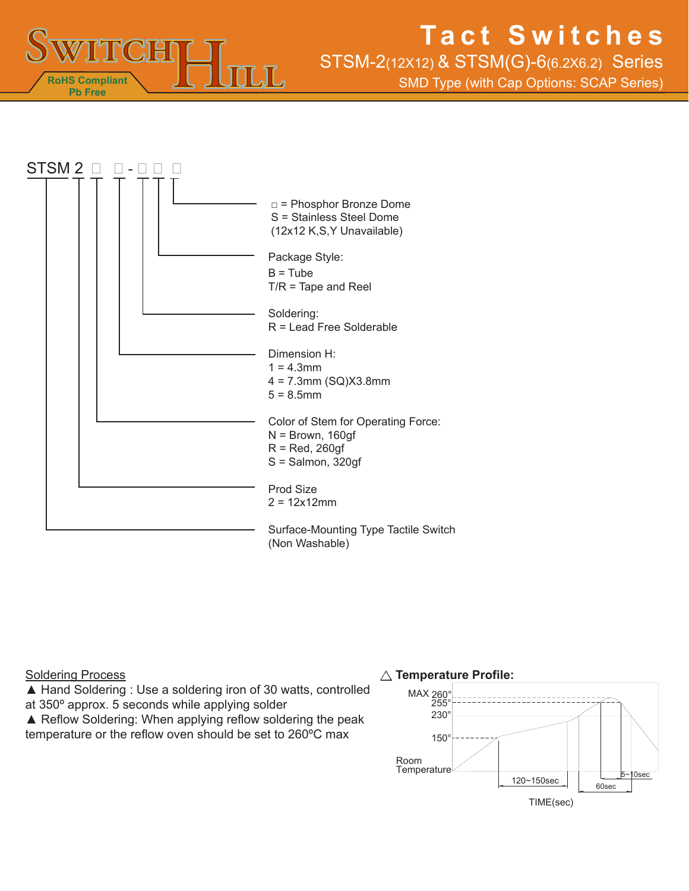# Tact Switches

## STSM-2(12X12) & STSM(G)-6(6.2X6.2) Series

SMD Type (with Cap Options: SCAP Series)

RoHS Compliant
Pb Free

STSM 2 □ □ - □ □ □

- □ = Phosphor Bronze Dome
  S = Stainless Steel Dome
  (12x12 K,S,Y Unavailable)
- Package Style:
  B = Tube
  T/R = Tape and Reel
- Soldering:
  R = Lead Free Solderable
- Dimension H:
  1 = 4.3mm
  4 = 7.3mm (SQ)X3.8mm
  5 = 8.5mm
- Color of Stem for Operating Force:
  N = Brown, 160gf
  R = Red, 260gf
  S = Salmon, 320gf
- Prod Size
  2 = 12x12mm
- Surface-Mounting Type Tactile Switch
  (Non Washable)

<u>Soldering Process</u>

▲ Hand Soldering : Use a soldering iron of 30 watts, controlled at 350º approx. 5 seconds while applying solder

▲ Reflow Soldering: When applying reflow soldering the peak temperature or the reflow oven should be set to 260ºC max

△ **Temperature Profile:**

MAX 260°
255°
230°
150°
Room Temperature
120~150sec
60sec
5~10sec
TIME(sec)